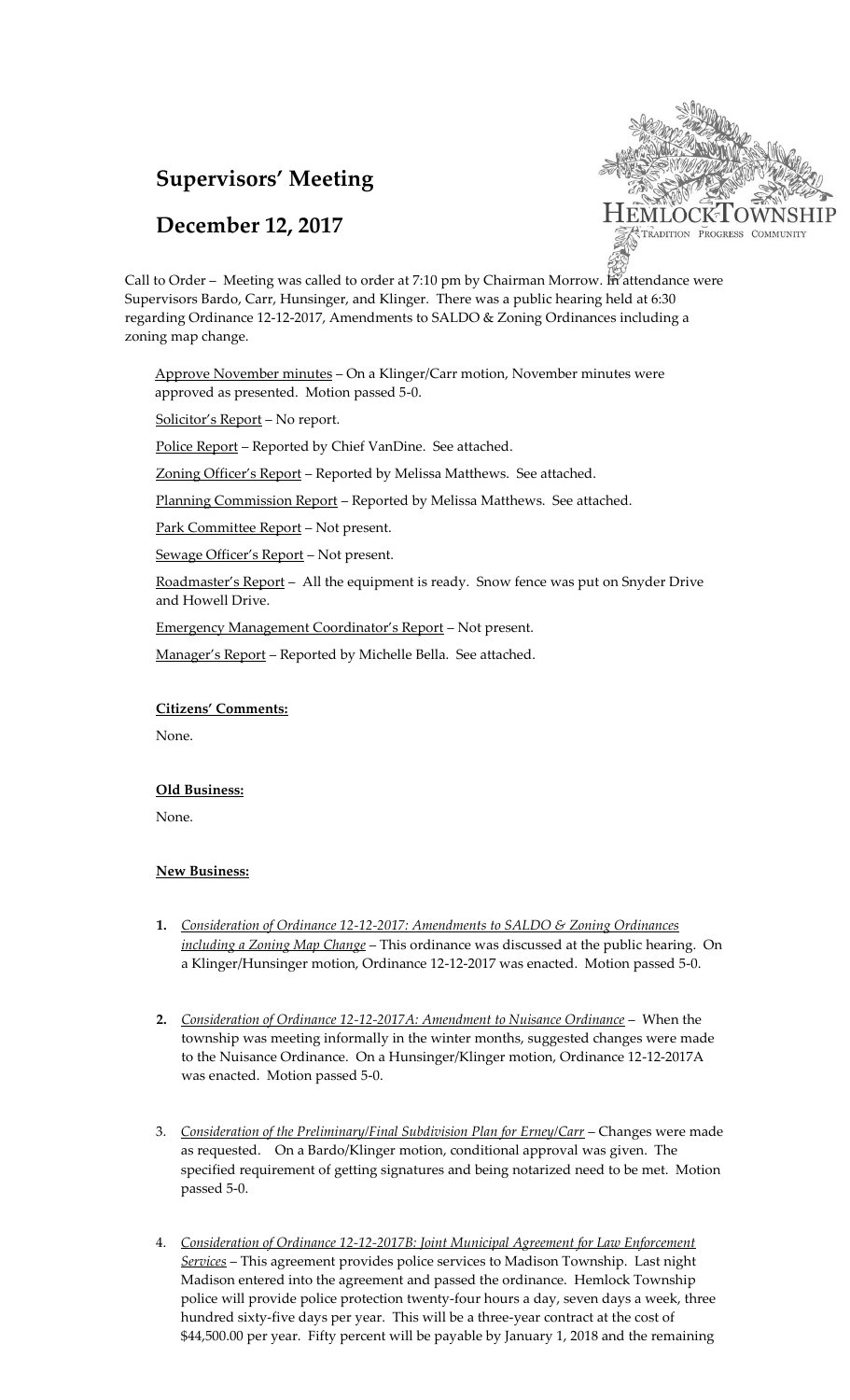# Supervisors' Meeting

# December 12, 2017

Call to Order – Meeting was called to order at 7:10 pm by Chairman Morrow. In attendance were Supervisors Bardo, Carr, Hunsinger, and Klinger. There was a public hearing held at 6:30 regarding Ordinance 12-12-2017, Amendments to SALDO & Zoning Ordinances including a zoning map change.

Approve November minutes – On a Klinger/Carr motion, November minutes were approved as presented. Motion passed 5-0.

Solicitor's Report – No report.

Police Report – Reported by Chief VanDine. See attached.

Zoning Officer's Report – Reported by Melissa Matthews. See attached.

Planning Commission Report – Reported by Melissa Matthews. See attached.

Park Committee Report – Not present.

Sewage Officer's Report – Not present.

Roadmaster's Report – All the equipment is ready. Snow fence was put on Snyder Drive and Howell Drive.

Emergency Management Coordinator's Report – Not present.

Manager's Report – Reported by Michelle Bella. See attached.

**Citizens' Comments:**

None.

**Old Business:**

None.

**New Business:**

1. *Consideration of Ordinance 12-12-2017: Amendments to SALDO & Zoning Ordinances including a Zoning Map Change* – This ordinance was discussed at the public hearing. On a Klinger/Hunsinger motion, Ordinance 12-12-2017 was enacted. Motion passed 5-0.

2. *Consideration of Ordinance 12-12-2017A: Amendment to Nuisance Ordinance* – When the township was meeting informally in the winter months, suggested changes were made to the Nuisance Ordinance. On a Hunsinger/Klinger motion, Ordinance 12-12-2017A was enacted. Motion passed 5-0.

3. *Consideration of the Preliminary/Final Subdivision Plan for Erney/Carr* – Changes were made as requested. On a Bardo/Klinger motion, conditional approval was given. The specified requirement of getting signatures and being notarized need to be met. Motion passed 5-0.

4. *Consideration of Ordinance 12-12-2017B: Joint Municipal Agreement for Law Enforcement Services* – This agreement provides police services to Madison Township. Last night Madison entered into the agreement and passed the ordinance. Hemlock Township police will provide police protection twenty-four hours a day, seven days a week, three hundred sixty-five days per year. This will be a three-year contract at the cost of $44,500.00 per year. Fifty percent will be payable by January 1, 2018 and the remaining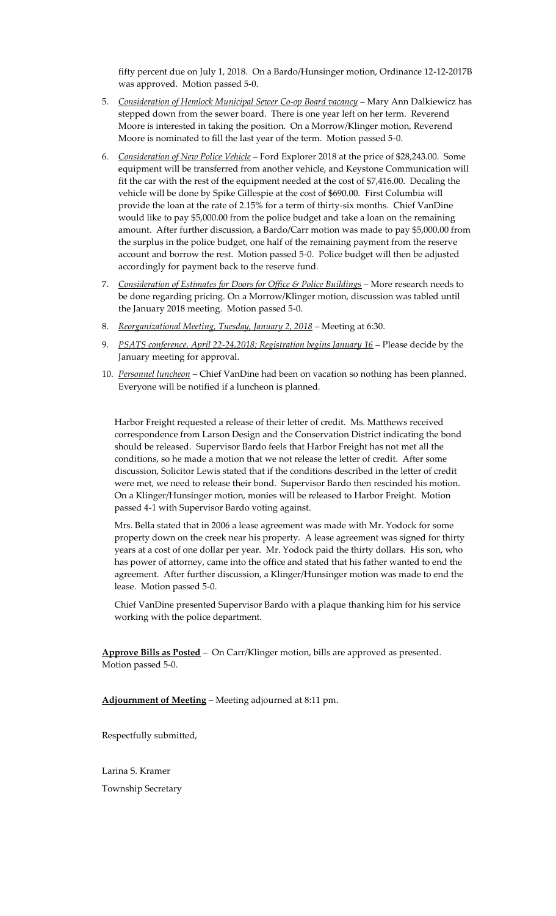fifty percent due on July 1, 2018. On a Bardo/Hunsinger motion, Ordinance 12-12-2017B was approved. Motion passed 5-0.

5. *Consideration of Hemlock Municipal Sewer Co-op Board vacancy* – Mary Ann Dalkiewicz has stepped down from the sewer board. There is one year left on her term. Reverend Moore is interested in taking the position. On a Morrow/Klinger motion, Reverend Moore is nominated to fill the last year of the term. Motion passed 5-0.
6. *Consideration of New Police Vehicle* – Ford Explorer 2018 at the price of $28,243.00. Some equipment will be transferred from another vehicle, and Keystone Communication will fit the car with the rest of the equipment needed at the cost of $7,416.00. Decaling the vehicle will be done by Spike Gillespie at the cost of $690.00. First Columbia will provide the loan at the rate of 2.15% for a term of thirty-six months. Chief VanDine would like to pay $5,000.00 from the police budget and take a loan on the remaining amount. After further discussion, a Bardo/Carr motion was made to pay $5,000.00 from the surplus in the police budget, one half of the remaining payment from the reserve account and borrow the rest. Motion passed 5-0. Police budget will then be adjusted accordingly for payment back to the reserve fund.
7. *Consideration of Estimates for Doors for Office & Police Buildings* – More research needs to be done regarding pricing. On a Morrow/Klinger motion, discussion was tabled until the January 2018 meeting. Motion passed 5-0.
8. *Reorganizational Meeting, Tuesday, January 2, 2018* – Meeting at 6:30.
9. *PSATS conference, April 22-24,2018; Registration begins January 16* – Please decide by the January meeting for approval.
10. *Personnel luncheon* – Chief VanDine had been on vacation so nothing has been planned. Everyone will be notified if a luncheon is planned.

Harbor Freight requested a release of their letter of credit. Ms. Matthews received correspondence from Larson Design and the Conservation District indicating the bond should be released. Supervisor Bardo feels that Harbor Freight has not met all the conditions, so he made a motion that we not release the letter of credit. After some discussion, Solicitor Lewis stated that if the conditions described in the letter of credit were met, we need to release their bond. Supervisor Bardo then rescinded his motion. On a Klinger/Hunsinger motion, monies will be released to Harbor Freight. Motion passed 4-1 with Supervisor Bardo voting against.

Mrs. Bella stated that in 2006 a lease agreement was made with Mr. Yodock for some property down on the creek near his property. A lease agreement was signed for thirty years at a cost of one dollar per year. Mr. Yodock paid the thirty dollars. His son, who has power of attorney, came into the office and stated that his father wanted to end the agreement. After further discussion, a Klinger/Hunsinger motion was made to end the lease. Motion passed 5-0.

Chief VanDine presented Supervisor Bardo with a plaque thanking him for his service working with the police department.

**Approve Bills as Posted** – On Carr/Klinger motion, bills are approved as presented. Motion passed 5-0.

**Adjournment of Meeting** – Meeting adjourned at 8:11 pm.

Respectfully submitted,

Larina S. Kramer

Township Secretary